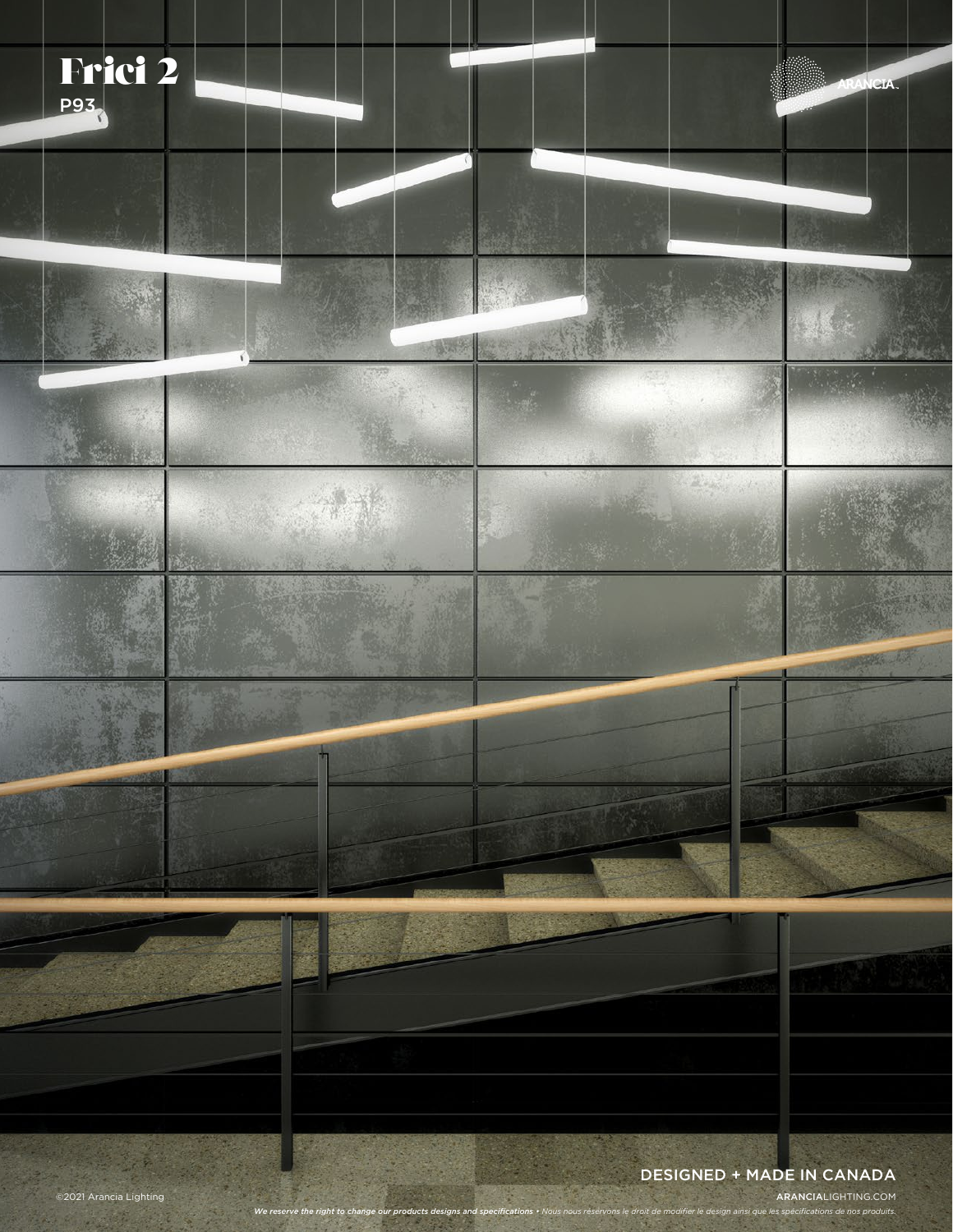# Frici 2

P93

ARANCIA.

DESIGNED + MADE IN CANADA

©2021 Arancia Lighting

ARANCIALIGHTING.COM

*We reserve the right to change our products designs and specifications • Nous nous réservons le droit de modifier le design ainsi que les spécifications de nos produits.*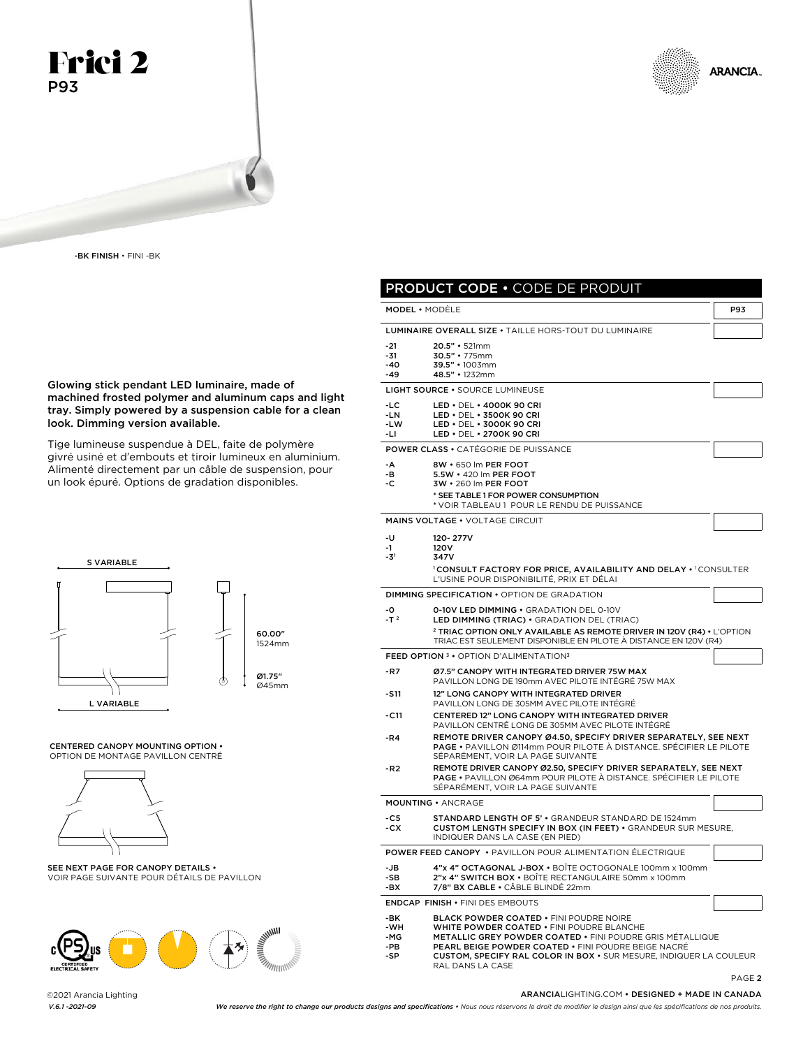# Frici 2

## P93

-BK FINISH • FINI -BK

**Glowing stick pendant LED luminaire, made of machined frosted polymer and aluminum caps and light tray. Simply powered by a suspension cable for a clean look. Dimming version available.**

Tige lumineuse suspendue à DEL, faite de polymère givré usiné et d'embouts et tiroir lumineux en aluminium. Alimenté directement par un câble de suspension, pour un look épuré. Options de gradation disponibles.

S VARIABLE

L VARIABLE

60.00" 1524mm

Ø1.75" Ø45mm

CENTERED CANOPY MOUNTING OPTION • OPTION DE MONTAGE PAVILLON CENTRÉ

SEE NEXT PAGE FOR CANOPY DETAILS • VOIR PAGE SUIVANTE POUR DÉTAILS DE PAVILLON

## PRODUCT CODE • CODE DE PRODUIT

**MODEL** • MODÈLE: **P93**

**LUMINAIRE OVERALL SIZE** • TAILLE HORS-TOUT DU LUMINAIRE

| Code | Description |
|---|---|
| -21 | **20.5"** • 521mm |
| -31 | **30.5"** • 775mm |
| -40 | **39.5"** • 1003mm |
| -49 | **48.5"** • 1232mm |

**LIGHT SOURCE** • SOURCE LUMINEUSE

| Code | Description |
|---|---|
| -LC | **LED** • DEL • **4000K 90 CRI** |
| -LN | **LED** • DEL • **3500K 90 CRI** |
| -LW | **LED** • DEL • **3000K 90 CRI** |
| -LI | **LED** • DEL • **2700K 90 CRI** |

**POWER CLASS** • CATÉGORIE DE PUISSANCE

| Code | Description |
|---|---|
| -A | **8W** • 650 lm **PER FOOT** |
| -B | **5.5W** • 420 lm **PER FOOT** |
| -C | **3W** • 260 lm **PER FOOT** |

**\* SEE TABLE 1 FOR POWER CONSUMPTION**
\* VOIR TABLEAU 1 POUR LE RENDU DE PUISSANCE

**MAINS VOLTAGE** • VOLTAGE CIRCUIT

| Code | Description |
|---|---|
| -U | **120- 277V** |
| -1 | **120V** |
| -3[1] | **347V** |

[1] **CONSULT FACTORY FOR PRICE, AVAILABILITY AND DELAY** • CONSULTER L'USINE POUR DISPONIBILITÉ, PRIX ET DÉLAI

**DIMMING SPECIFICATION** • OPTION DE GRADATION

| Code | Description |
|---|---|
| -O | **0-10V LED DIMMING** • GRADATION DEL 0-10V |
| -T [2] | **LED DIMMING (TRIAC)** • GRADATION DEL (TRIAC) |

[2] **TRIAC OPTION ONLY AVAILABLE AS REMOTE DRIVER IN 120V (R4)** • L'OPTION TRIAC EST SEULEMENT DISPONIBLE EN PILOTE À DISTANCE EN 120V (R4)

**FEED OPTION [3]** • OPTION D'ALIMENTATION[3]

| Code | Description |
|---|---|
| -R7 | **Ø7.5" CANOPY WITH INTEGRATED DRIVER 75W MAX** PAVILLON LONG DE 190mm AVEC PILOTE INTÉGRÉ 75W MAX |
| -S11 | **12" LONG CANOPY WITH INTEGRATED DRIVER** PAVILLON LONG DE 305MM AVEC PILOTE INTÉGRÉ |
| -C11 | **CENTERED 12" LONG CANOPY WITH INTEGRATED DRIVER** PAVILLON CENTRÉ LONG DE 305MM AVEC PILOTE INTÉGRÉ |
| -R4 | **REMOTE DRIVER CANOPY Ø4.50, SPECIFY DRIVER SEPARATELY, SEE NEXT PAGE** • PAVILLON Ø114mm POUR PILOTE À DISTANCE. SPÉCIFIER LE PILOTE SÉPARÉMENT, VOIR LA PAGE SUIVANTE |
| -R2 | **REMOTE DRIVER CANOPY Ø2.50, SPECIFY DRIVER SEPARATELY, SEE NEXT PAGE** • PAVILLON Ø64mm POUR PILOTE À DISTANCE. SPÉCIFIER LE PILOTE SÉPARÉMENT, VOIR LA PAGE SUIVANTE |

**MOUNTING** • ANCRAGE

| Code | Description |
|---|---|
| -C5 | **STANDARD LENGTH OF 5'** • GRANDEUR STANDARD DE 1524mm |
| -CX | **CUSTOM LENGTH SPECIFY IN BOX (IN FEET)** • GRANDEUR SUR MESURE, INDIQUER DANS LA CASE (EN PIED) |

**POWER FEED CANOPY** • PAVILLON POUR ALIMENTATION ÉLECTRIQUE

| Code | Description |
|---|---|
| -JB | **4"x 4" OCTAGONAL J-BOX** • BOÎTE OCTOGONALE 100mm x 100mm |
| -SB | **2"x 4" SWITCH BOX** • BOÎTE RECTANGULAIRE 50mm x 100mm |
| -BX | **7/8" BX CABLE** • CÂBLE BLINDÉ 22mm |

**ENDCAP FINISH** • FINI DES EMBOUTS

| Code | Description |
|---|---|
| -BK | **BLACK POWDER COATED** • FINI POUDRE NOIRE |
| -WH | **WHITE POWDER COATED** • FINI POUDRE BLANCHE |
| -MG | **METALLIC GREY POWDER COATED** • FINI POUDRE GRIS MÉTALLIQUE |
| -PB | **PEARL BEIGE POWDER COATED** • FINI POUDRE BEIGE NACRÉ |
| -SP | **CUSTOM, SPECIFY RAL COLOR IN BOX** • SUR MESURE, INDIQUER LA COULEUR RAL DANS LA CASE |

©2021 Arancia Lighting
*V.6.1 -2021-09*

ARANCIALIGHTING.COM • **DESIGNED + MADE IN CANADA**

***We reserve the right to change our products designs and specifications*** • *Nous nous réservons le droit de modifier le design ainsi que les spécifications de nos produits.*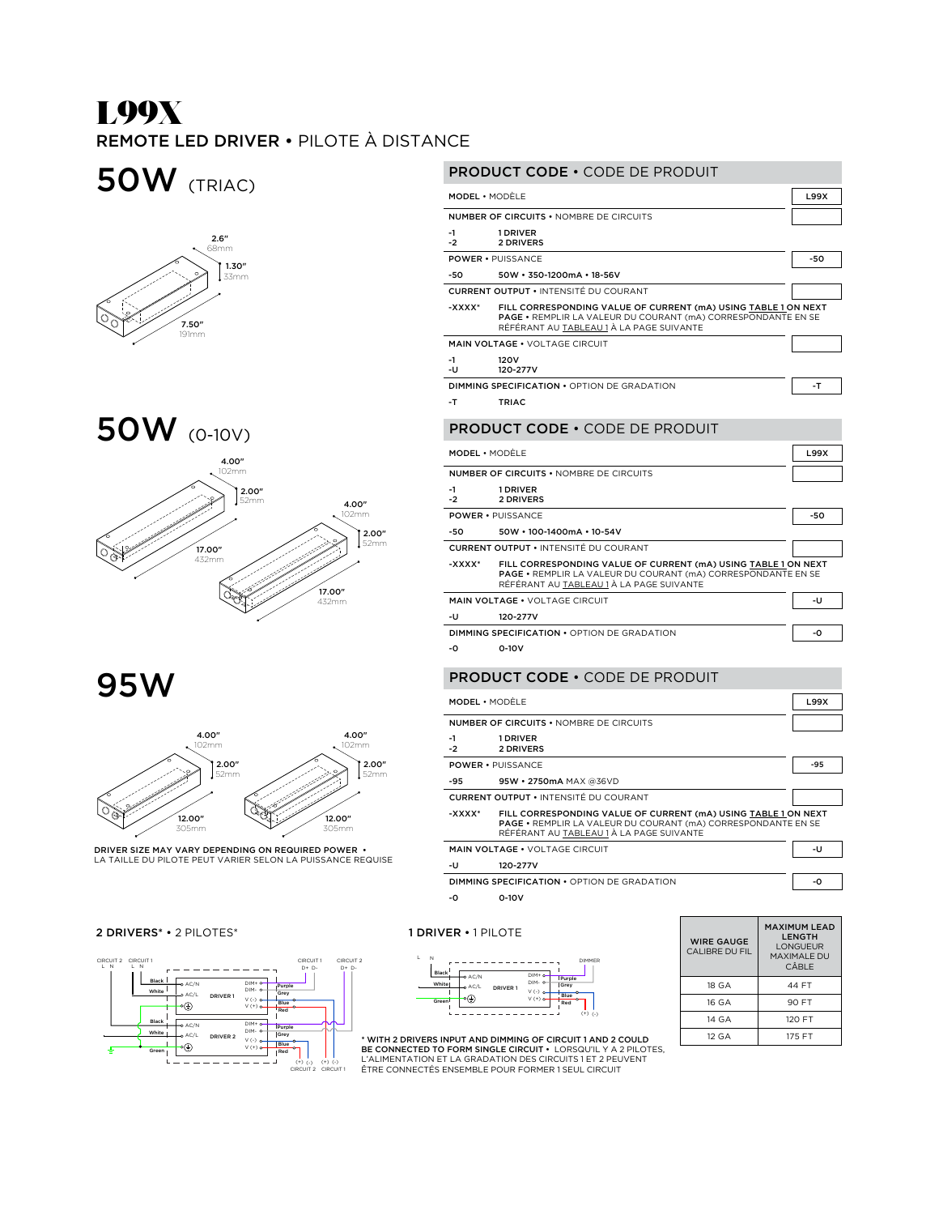# L99X

## REMOTE LED DRIVER • PILOTE À DISTANCE

## 50W (TRIAC)

2.6" 68mm
1.30" 33mm
7.50" 191mm

### PRODUCT CODE • CODE DE PRODUIT

| | | |
|---|---|---|
| **MODEL** • MODÈLE | | L99X |
| **NUMBER OF CIRCUITS** • NOMBRE DE CIRCUITS | | |
| -1<br>-2 | 1 DRIVER<br>2 DRIVERS | |
| **POWER** • PUISSANCE | | -50 |
| -50 | 50W • 350-1200mA • 18-56V | |
| **CURRENT OUTPUT** • INTENSITÉ DU COURANT | | |
| -XXXX* | FILL CORRESPONDING VALUE OF CURRENT (mA) USING TABLE 1 ON NEXT PAGE • REMPLIR LA VALEUR DU COURANT (mA) CORRESPONDANTE EN SE RÉFÉRANT AU TABLEAU 1 À LA PAGE SUIVANTE | |
| **MAIN VOLTAGE** • VOLTAGE CIRCUIT | | |
| -1<br>-U | 120V<br>120-277V | |
| **DIMMING SPECIFICATION** • OPTION DE GRADATION | | -T |
| -T | TRIAC | |

## 50W (0-10V)

4.00" 102mm
2.00" 52mm
17.00" 432mm

4.00" 102mm
2.00" 52mm
17.00" 432mm

### PRODUCT CODE • CODE DE PRODUIT

| | | |
|---|---|---|
| **MODEL** • MODÈLE | | L99X |
| **NUMBER OF CIRCUITS** • NOMBRE DE CIRCUITS | | |
| -1<br>-2 | 1 DRIVER<br>2 DRIVERS | |
| **POWER** • PUISSANCE | | -50 |
| -50 | 50W • 100-1400mA • 10-54V | |
| **CURRENT OUTPUT** • INTENSITÉ DU COURANT | | |
| -XXXX* | FILL CORRESPONDING VALUE OF CURRENT (mA) USING TABLE 1 ON NEXT PAGE • REMPLIR LA VALEUR DU COURANT (mA) CORRESPONDANTE EN SE RÉFÉRANT AU TABLEAU 1 À LA PAGE SUIVANTE | |
| **MAIN VOLTAGE** • VOLTAGE CIRCUIT | | -U |
| -U | 120-277V | |
| **DIMMING SPECIFICATION** • OPTION DE GRADATION | | -O |
| -O | 0-10V | |

## 95W

4.00" 102mm
2.00" 52mm
12.00" 305mm

4.00" 102mm
2.00" 52mm
12.00" 305mm

DRIVER SIZE MAY VARY DEPENDING ON REQUIRED POWER • LA TAILLE DU PILOTE PEUT VARIER SELON LA PUISSANCE REQUISE

### PRODUCT CODE • CODE DE PRODUIT

| | | |
|---|---|---|
| **MODEL** • MODÈLE | | L99X |
| **NUMBER OF CIRCUITS** • NOMBRE DE CIRCUITS | | |
| -1<br>-2 | 1 DRIVER<br>2 DRIVERS | |
| **POWER** • PUISSANCE | | -95 |
| -95 | 95W • 2750mA MAX @36VD | |
| **CURRENT OUTPUT** • INTENSITÉ DU COURANT | | |
| -XXXX* | FILL CORRESPONDING VALUE OF CURRENT (mA) USING TABLE 1 ON NEXT PAGE • REMPLIR LA VALEUR DU COURANT (mA) CORRESPONDANTE EN SE RÉFÉRANT AU TABLEAU 1 À LA PAGE SUIVANTE | |
| **MAIN VOLTAGE** • VOLTAGE CIRCUIT | | -U |
| -U | 120-277V | |
| **DIMMING SPECIFICATION** • OPTION DE GRADATION | | -O |
| -O | 0-10V | |

### 2 DRIVERS* • 2 PILOTES*

CIRCUIT 2 L N — CIRCUIT 1 L N — CIRCUIT 1 D+ D- — CIRCUIT 2 D+ D-

DRIVER 1: Black – AC/N, White – AC/L, ⏚; DIM+ – Purple, DIM- – Grey, V (-) – Blue, V (+) – Red

DRIVER 2: Black – AC/N, White – AC/L, Green – ⏚; DIM+ – Purple, DIM- – Grey, V (-) – Blue, V (+) – Red

(+) (-) CIRCUIT 2 — (+) (-) CIRCUIT 1

### 1 DRIVER • 1 PILOTE

L N — DIMMER

DRIVER 1: Black – AC/N, White – AC/L, Green – ⏚; DIM+ – Purple, DIM- – Grey, V (-) – Blue, V (+) – Red

(+) (-)

* WITH 2 DRIVERS INPUT AND DIMMING OF CIRCUIT 1 AND 2 COULD BE CONNECTED TO FORM SINGLE CIRCUIT • LORSQU'IL Y A 2 PILOTES, L'ALIMENTATION ET LA GRADATION DES CIRCUITS 1 ET 2 PEUVENT ÊTRE CONNECTÉS ENSEMBLE POUR FORMER 1 SEUL CIRCUIT

| **WIRE GAUGE** CALIBRE DU FIL | **MAXIMUM LEAD LENGTH** LONGUEUR MAXIMALE DU CÂBLE |
|---|---|
| 18 GA | 44 FT |
| 16 GA | 90 FT |
| 14 GA | 120 FT |
| 12 GA | 175 FT |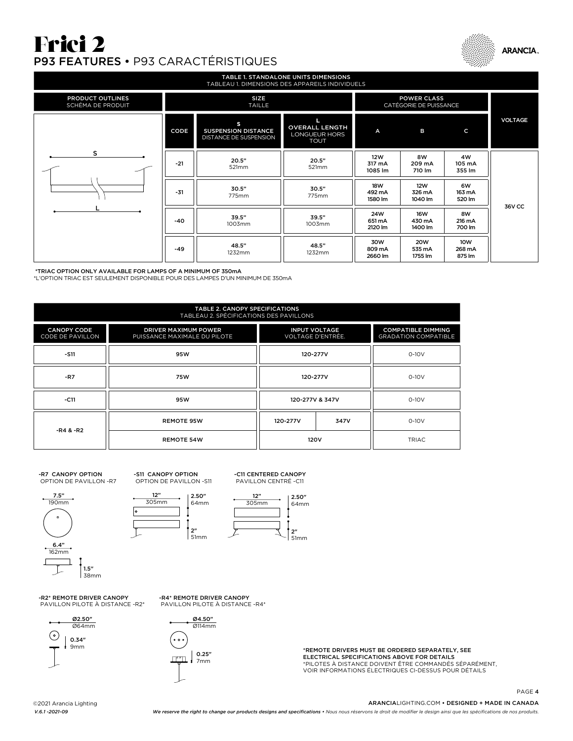# Frici 2

## P93 FEATURES • P93 CARACTÉRISTIQUES

**TABLE 1. STANDALONE UNITS DIMENSIONS**
TABLEAU 1. DIMENSIONS DES APPAREILS INDIVIDUELS

| CODE | S SUSPENSION DISTANCE / DISTANCE DE SUSPENSION | L OVERALL LENGTH / LONGUEUR HORS TOUT | A | B | C | VOLTAGE |
|---|---|---|---|---|---|---|
| -21 | 20.5" 521mm | 20.5" 521mm | 12W 317 mA 1085 lm | 8W 209 mA 710 lm | 4W 105 mA 355 lm | 36V CC |
| -31 | 30.5" 775mm | 30.5" 775mm | 18W 492 mA 1580 lm | 12W 326 mA 1040 lm | 6W 163 mA 520 lm | 36V CC |
| -40 | 39.5" 1003mm | 39.5" 1003mm | 24W 651 mA 2120 lm | 16W 430 mA 1400 lm | 8W 216 mA 700 lm | 36V CC |
| -49 | 48.5" 1232mm | 48.5" 1232mm | 30W 809 mA 2660 lm | 20W 535 mA 1755 lm | 10W 268 mA 875 lm | 36V CC |

SIZE / TAILLE: CODE, S, L. POWER CLASS / CATÉGORIE DE PUISSANCE: A, B, C.

PRODUCT OUTLINES / SCHÉMA DE PRODUIT: S, L

*TRIAC OPTION ONLY AVAILABLE FOR LAMPS OF A MINIMUM OF 350mA
*L'OPTION TRIAC EST SEULEMENT DISPONIBLE POUR DES LAMPES D'UN MINIMUM DE 350mA

**TABLE 2. CANOPY SPECIFICATIONS**
TABLEAU 2. SPÉCIFICATIONS DES PAVILLONS

| CANOPY CODE / CODE DE PAVILLON | DRIVER MAXIMUM POWER / PUISSANCE MAXIMALE DU PILOTE | INPUT VOLTAGE / VOLTAGE D'ENTRÉE. | | COMPATIBLE DIMMING / GRADATION COMPATIBLE |
|---|---|---|---|---|
| -S11 | 95W | 120-277V | | 0-10V |
| -R7 | 75W | 120-277V | | 0-10V |
| -C11 | 95W | 120-277V & 347V | | 0-10V |
| -R4 & -R2 | REMOTE 95W | 120-277V | 347V | 0-10V |
| -R4 & -R2 | REMOTE 54W | 120V | | TRIAC |

**-R7 CANOPY OPTION**
OPTION DE PAVILLON -R7
7.5" 190mm; 6.4" 162mm; 1.5" 38mm

**-S11 CANOPY OPTION**
OPTION DE PAVILLON -S11
12" 305mm; 2.50" 64mm; 2" 51mm

**-C11 CENTERED CANOPY**
PAVILLON CENTRÉ -C11
12" 305mm; 2.50" 64mm; 2" 51mm

**-R2* REMOTE DRIVER CANOPY**
PAVILLON PILOTE À DISTANCE -R2*
Ø2.50" Ø64mm; 0.34" 9mm

**-R4* REMOTE DRIVER CANOPY**
PAVILLON PILOTE À DISTANCE -R4*
Ø4.50" Ø114mm; 0.25" 7mm

*REMOTE DRIVERS MUST BE ORDERED SEPARATELY, SEE ELECTRICAL SPECIFICATIONS ABOVE FOR DETAILS
*PILOTES À DISTANCE DOIVENT ÊTRE COMMANDÉS SÉPARÉMENT, VOIR INFORMATIONS ÉLECTRIQUES CI-DESSUS POUR DÉTAILS

©2021 Arancia Lighting
*V.6.1 -2021-09*

ARANCIALIGHTING.COM • DESIGNED + MADE IN CANADA

*We reserve the right to change our products designs and specifications • Nous nous réservons le droit de modifier le design ainsi que les spécifications de nos produits.*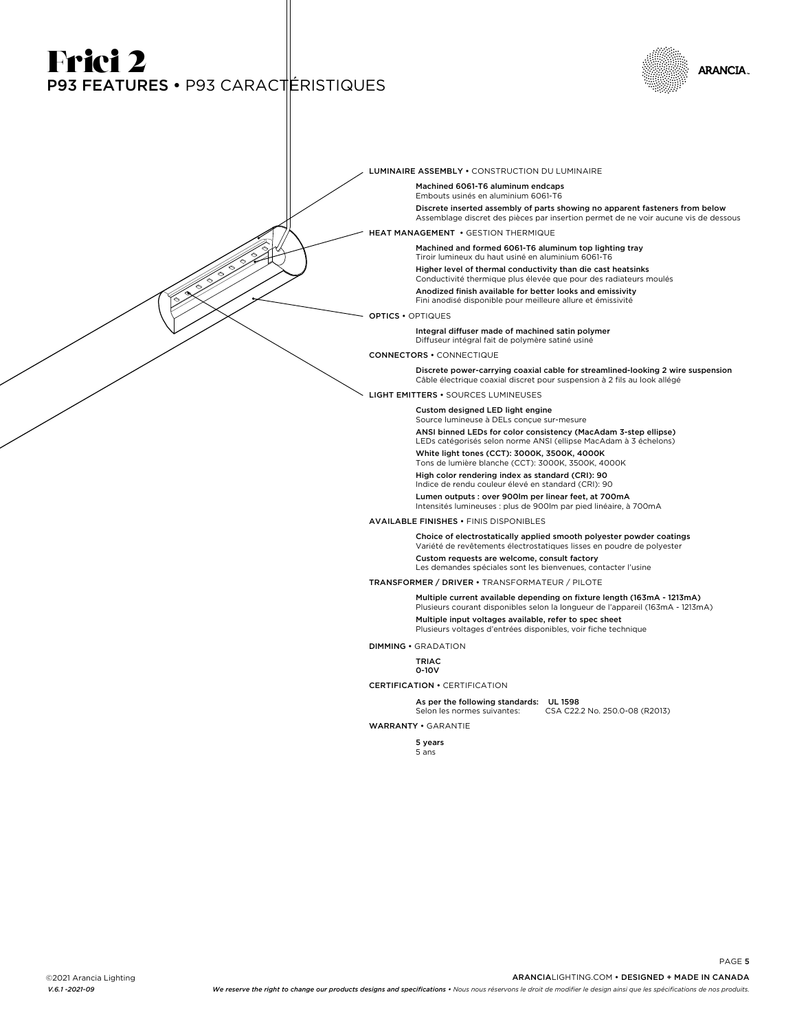# Frici 2

## P93 FEATURES • P93 CARACTÉRISTIQUES

**LUMINAIRE ASSEMBLY** • CONSTRUCTION DU LUMINAIRE

Machined 6061-T6 aluminum endcaps
Embouts usinés en aluminium 6061-T6

Discrete inserted assembly of parts showing no apparent fasteners from below
Assemblage discret des pièces par insertion permet de ne voir aucune vis de dessous

**HEAT MANAGEMENT** • GESTION THERMIQUE

Machined and formed 6061-T6 aluminum top lighting tray
Tiroir lumineux du haut usiné en aluminium 6061-T6

Higher level of thermal conductivity than die cast heatsinks
Conductivité thermique plus élevée que pour des radiateurs moulés

Anodized finish available for better looks and emissivity
Fini anodisé disponible pour meilleure allure et émissivité

**OPTICS** • OPTIQUES

Integral diffuser made of machined satin polymer
Diffuseur intégral fait de polymère satiné usiné

**CONNECTORS** • CONNECTIQUE

Discrete power-carrying coaxial cable for streamlined-looking 2 wire suspension
Câble électrique coaxial discret pour suspension à 2 fils au look allégé

**LIGHT EMITTERS** • SOURCES LUMINEUSES

Custom designed LED light engine
Source lumineuse à DELs conçue sur-mesure

ANSI binned LEDs for color consistency (MacAdam 3-step ellipse)
LEDs catégorisés selon norme ANSI (ellipse MacAdam à 3 échelons)

White light tones (CCT): 3000K, 3500K, 4000K
Tons de lumière blanche (CCT): 3000K, 3500K, 4000K

High color rendering index as standard (CRI): 90
Indice de rendu couleur élevé en standard (CRI): 90

Lumen outputs : over 900lm per linear feet, at 700mA
Intensités lumineuses : plus de 900lm par pied linéaire, à 700mA

**AVAILABLE FINISHES** • FINIS DISPONIBLES

Choice of electrostatically applied smooth polyester powder coatings
Variété de revêtements électrostatiques lisses en poudre de polyester

Custom requests are welcome, consult factory
Les demandes spéciales sont les bienvenues, contacter l'usine

**TRANSFORMER / DRIVER** • TRANSFORMATEUR / PILOTE

Multiple current available depending on fixture length (163mA - 1213mA)
Plusieurs courant disponibles selon la longueur de l'appareil (163mA - 1213mA)

Multiple input voltages available, refer to spec sheet
Plusieurs voltages d'entrées disponibles, voir fiche technique

**DIMMING** • GRADATION

TRIAC
0-10V

**CERTIFICATION** • CERTIFICATION

As per the following standards: UL 1598
Selon les normes suivantes: CSA C22.2 No. 250.0-08 (R2013)

**WARRANTY** • GARANTIE

5 years
5 ans

©2021 Arancia Lighting
*V.6.1 -2021-09*

ARANCIALIGHTING.COM • DESIGNED + MADE IN CANADA

*We reserve the right to change our products designs and specifications • Nous nous réservons le droit de modifier le design ainsi que les spécifications de nos produits.*